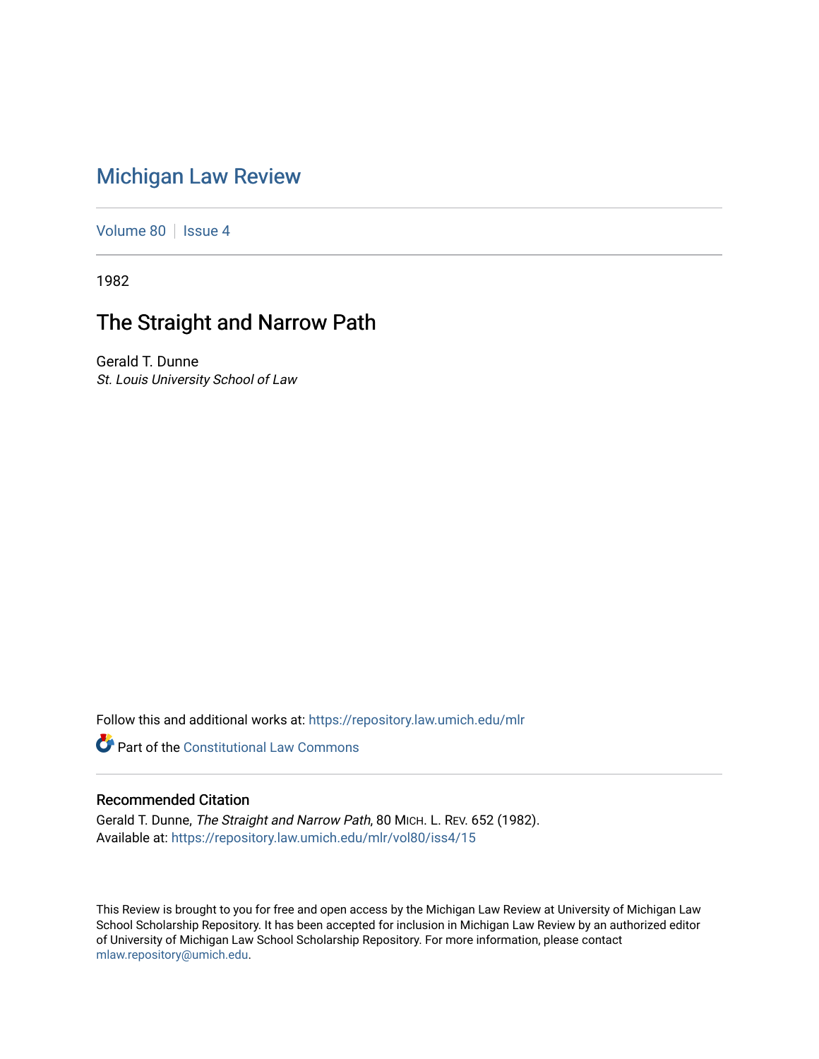# Michigan Law Review

Volume 80 | Issue 4

1982

## The Straight and Narrow Path

Gerald T. Dunne
*St. Louis University School of Law*

Follow this and additional works at: https://repository.law.umich.edu/mlr

Part of the Constitutional Law Commons

### Recommended Citation

Gerald T. Dunne, *The Straight and Narrow Path*, 80 MICH. L. REV. 652 (1982).
Available at: https://repository.law.umich.edu/mlr/vol80/iss4/15

This Review is brought to you for free and open access by the Michigan Law Review at University of Michigan Law School Scholarship Repository. It has been accepted for inclusion in Michigan Law Review by an authorized editor of University of Michigan Law School Scholarship Repository. For more information, please contact mlaw.repository@umich.edu.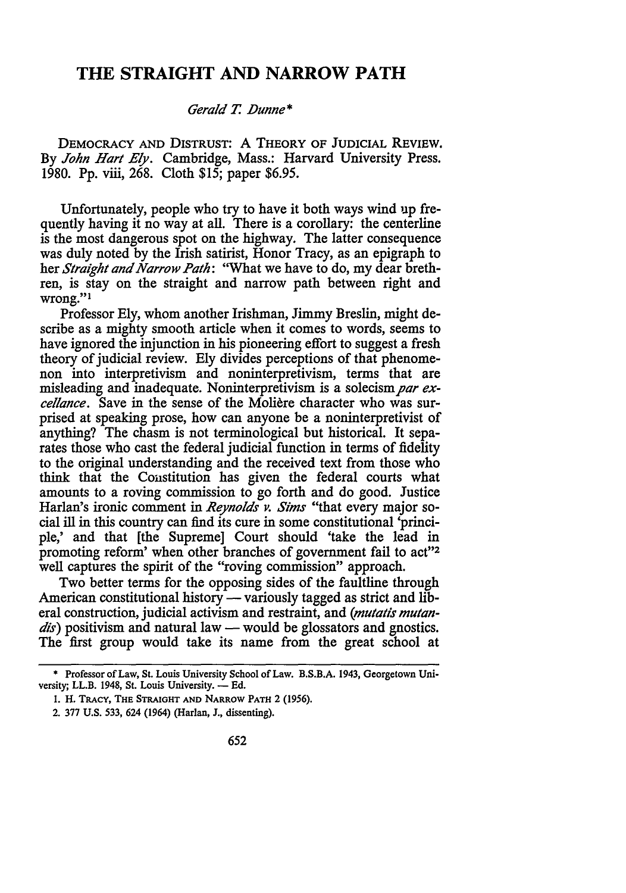# THE STRAIGHT AND NARROW PATH

*Gerald T. Dunne\**

DEMOCRACY AND DISTRUST: A THEORY OF JUDICIAL REVIEW. By *John Hart Ely*. Cambridge, Mass.: Harvard University Press. 1980. Pp. viii, 268. Cloth $15; paper $6.95.

Unfortunately, people who try to have it both ways wind up frequently having it no way at all. There is a corollary: the centerline is the most dangerous spot on the highway. The latter consequence was duly noted by the Irish satirist, Honor Tracy, as an epigraph to her *Straight and Narrow Path*: "What we have to do, my dear brethren, is stay on the straight and narrow path between right and wrong."[1]

Professor Ely, whom another Irishman, Jimmy Breslin, might describe as a mighty smooth article when it comes to words, seems to have ignored the injunction in his pioneering effort to suggest a fresh theory of judicial review. Ely divides perceptions of that phenomenon into interpretivism and noninterpretivism, terms that are misleading and inadequate. Noninterpretivism is a solecism *par excellance*. Save in the sense of the Molière character who was surprised at speaking prose, how can anyone be a noninterpretivist of anything? The chasm is not terminological but historical. It separates those who cast the federal judicial function in terms of fidelity to the original understanding and the received text from those who think that the Constitution has given the federal courts what amounts to a roving commission to go forth and do good. Justice Harlan's ironic comment in *Reynolds v. Sims* "that every major social ill in this country can find its cure in some constitutional 'principle,' and that [the Supreme] Court should 'take the lead in promoting reform' when other branches of government fail to act"[2] well captures the spirit of the "roving commission" approach.

Two better terms for the opposing sides of the faultline through American constitutional history — variously tagged as strict and liberal construction, judicial activism and restraint, and (*mutatis mutandis*) positivism and natural law — would be glossators and gnostics. The first group would take its name from the great school at

---

\* Professor of Law, St. Louis University School of Law. B.S.B.A. 1943, Georgetown University; LL.B. 1948, St. Louis University. — Ed.

1. H. TRACY, THE STRAIGHT AND NARROW PATH 2 (1956).

2. 377 U.S. 533, 624 (1964) (Harlan, J., dissenting).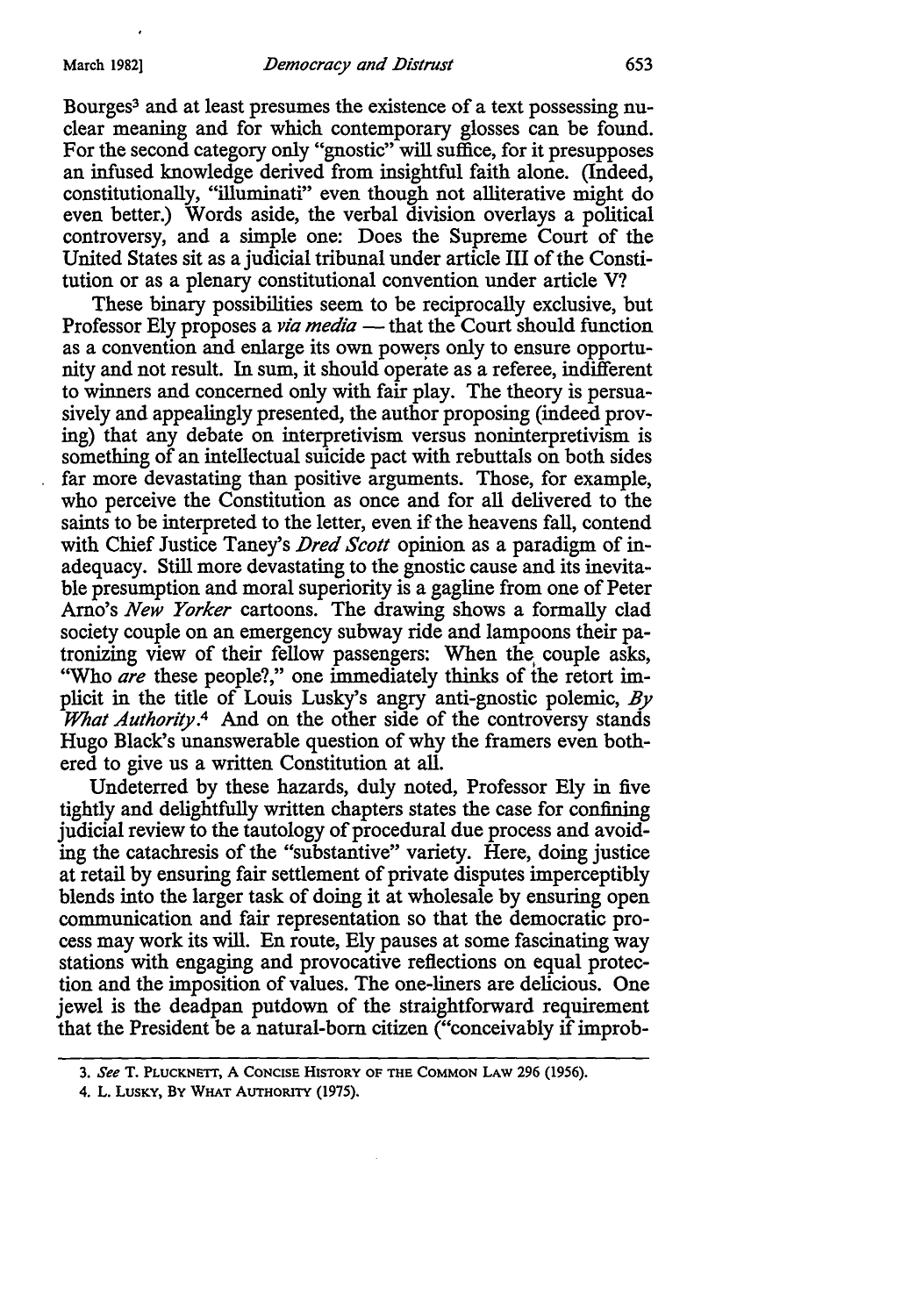Bourges[3] and at least presumes the existence of a text possessing nuclear meaning and for which contemporary glosses can be found. For the second category only "gnostic" will suffice, for it presupposes an infused knowledge derived from insightful faith alone. (Indeed, constitutionally, "illuminati" even though not alliterative might do even better.) Words aside, the verbal division overlays a political controversy, and a simple one: Does the Supreme Court of the United States sit as a judicial tribunal under article III of the Constitution or as a plenary constitutional convention under article V?

These binary possibilities seem to be reciprocally exclusive, but Professor Ely proposes a *via media* — that the Court should function as a convention and enlarge its own powers only to ensure opportunity and not result. In sum, it should operate as a referee, indifferent to winners and concerned only with fair play. The theory is persuasively and appealingly presented, the author proposing (indeed proving) that any debate on interpretivism versus noninterpretivism is something of an intellectual suicide pact with rebuttals on both sides far more devastating than positive arguments. Those, for example, who perceive the Constitution as once and for all delivered to the saints to be interpreted to the letter, even if the heavens fall, contend with Chief Justice Taney's *Dred Scott* opinion as a paradigm of inadequacy. Still more devastating to the gnostic cause and its inevitable presumption and moral superiority is a gagline from one of Peter Arno's *New Yorker* cartoons. The drawing shows a formally clad society couple on an emergency subway ride and lampoons their patronizing view of their fellow passengers: When the couple asks, "Who *are* these people?," one immediately thinks of the retort implicit in the title of Louis Lusky's angry anti-gnostic polemic, *By What Authority*.[4] And on the other side of the controversy stands Hugo Black's unanswerable question of why the framers even bothered to give us a written Constitution at all.

Undeterred by these hazards, duly noted, Professor Ely in five tightly and delightfully written chapters states the case for confining judicial review to the tautology of procedural due process and avoiding the catachresis of the "substantive" variety. Here, doing justice at retail by ensuring fair settlement of private disputes imperceptibly blends into the larger task of doing it at wholesale by ensuring open communication and fair representation so that the democratic process may work its will. En route, Ely pauses at some fascinating way stations with engaging and provocative reflections on equal protection and the imposition of values. The one-liners are delicious. One jewel is the deadpan putdown of the straightforward requirement that the President be a natural-born citizen ("conceivably if improb-

---

3. *See* T. PLUCKNETT, A CONCISE HISTORY OF THE COMMON LAW 296 (1956).

4. L. LUSKY, BY WHAT AUTHORITY (1975).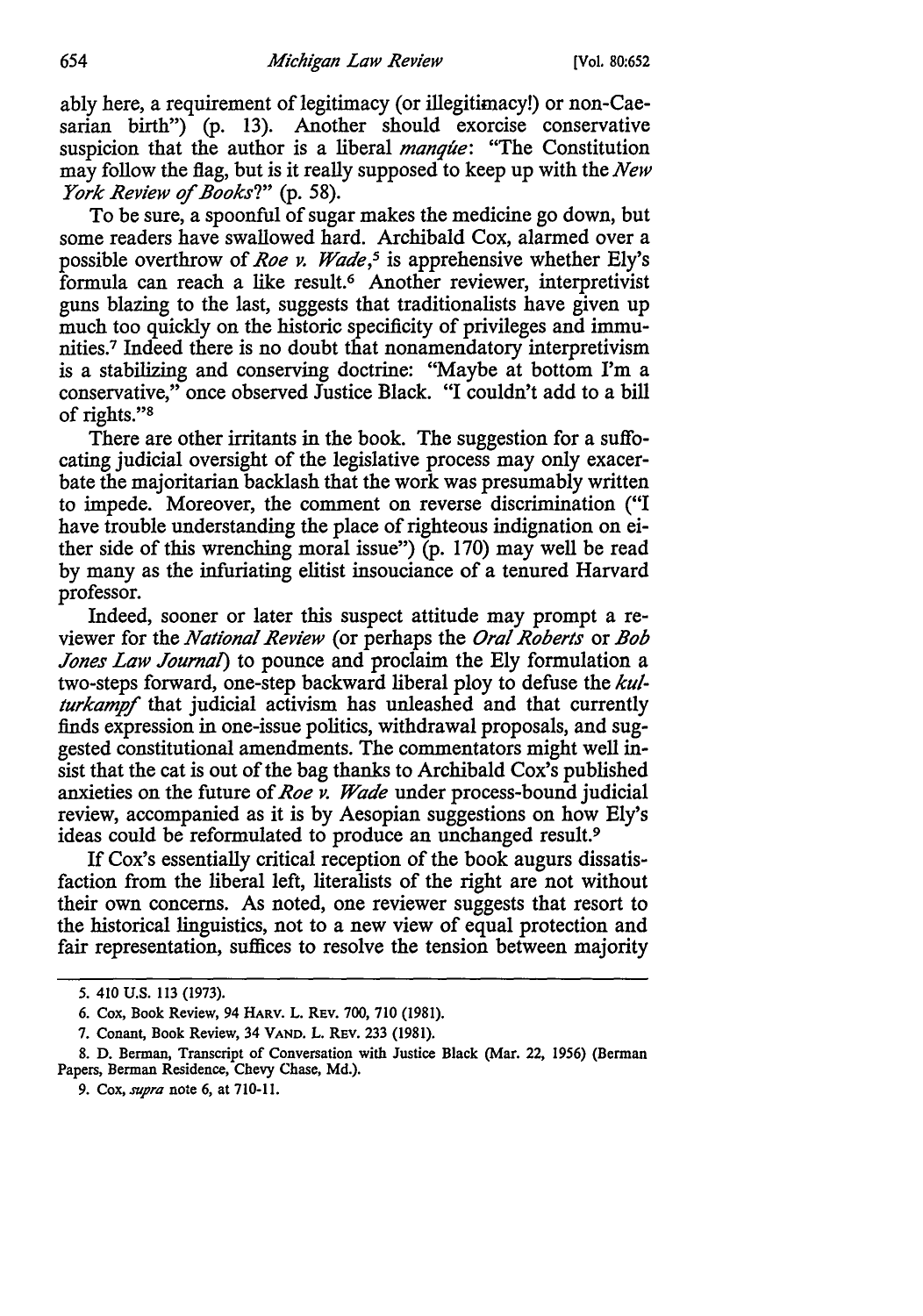ably here, a requirement of legitimacy (or illegitimacy!) or non-Caesarian birth") (p. 13). Another should exorcise conservative suspicion that the author is a liberal *manqüe*: "The Constitution may follow the flag, but is it really supposed to keep up with the *New York Review of Books*?" (p. 58).

To be sure, a spoonful of sugar makes the medicine go down, but some readers have swallowed hard. Archibald Cox, alarmed over a possible overthrow of *Roe v. Wade*,[5] is apprehensive whether Ely's formula can reach a like result.[6] Another reviewer, interpretivist guns blazing to the last, suggests that traditionalists have given up much too quickly on the historic specificity of privileges and immunities.[7] Indeed there is no doubt that nonamendatory interpretivism is a stabilizing and conserving doctrine: "Maybe at bottom I'm a conservative," once observed Justice Black. "I couldn't add to a bill of rights."[8]

There are other irritants in the book. The suggestion for a suffocating judicial oversight of the legislative process may only exacerbate the majoritarian backlash that the work was presumably written to impede. Moreover, the comment on reverse discrimination ("I have trouble understanding the place of righteous indignation on either side of this wrenching moral issue") (p. 170) may well be read by many as the infuriating elitist insouciance of a tenured Harvard professor.

Indeed, sooner or later this suspect attitude may prompt a reviewer for the *National Review* (or perhaps the *Oral Roberts* or *Bob Jones Law Journal*) to pounce and proclaim the Ely formulation a two-steps forward, one-step backward liberal ploy to defuse the *kulturkampf* that judicial activism has unleashed and that currently finds expression in one-issue politics, withdrawal proposals, and suggested constitutional amendments. The commentators might well insist that the cat is out of the bag thanks to Archibald Cox's published anxieties on the future of *Roe v. Wade* under process-bound judicial review, accompanied as it is by Aesopian suggestions on how Ely's ideas could be reformulated to produce an unchanged result.[9]

If Cox's essentially critical reception of the book augurs dissatisfaction from the liberal left, literalists of the right are not without their own concerns. As noted, one reviewer suggests that resort to the historical linguistics, not to a new view of equal protection and fair representation, suffices to resolve the tension between majority

---

5. 410 U.S. 113 (1973).

6. Cox, Book Review, 94 HARV. L. REV. 700, 710 (1981).

7. Conant, Book Review, 34 VAND. L. REV. 233 (1981).

8. D. Berman, Transcript of Conversation with Justice Black (Mar. 22, 1956) (Berman Papers, Berman Residence, Chevy Chase, Md.).

9. Cox, *supra* note 6, at 710-11.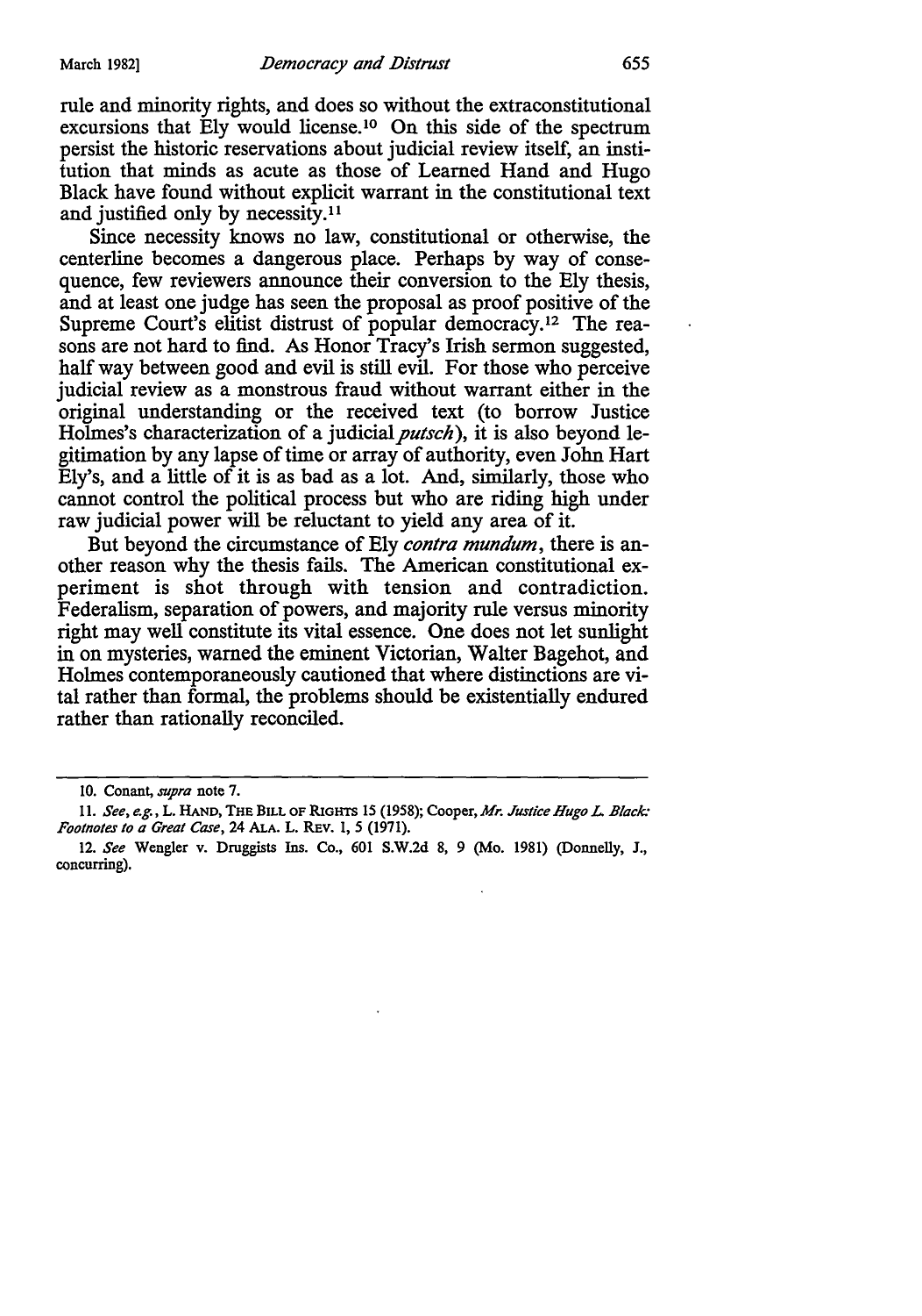rule and minority rights, and does so without the extraconstitutional excursions that Ely would license.[10] On this side of the spectrum persist the historic reservations about judicial review itself, an institution that minds as acute as those of Learned Hand and Hugo Black have found without explicit warrant in the constitutional text and justified only by necessity.[11]

Since necessity knows no law, constitutional or otherwise, the centerline becomes a dangerous place. Perhaps by way of consequence, few reviewers announce their conversion to the Ely thesis, and at least one judge has seen the proposal as proof positive of the Supreme Court's elitist distrust of popular democracy.[12] The reasons are not hard to find. As Honor Tracy's Irish sermon suggested, half way between good and evil is still evil. For those who perceive judicial review as a monstrous fraud without warrant either in the original understanding or the received text (to borrow Justice Holmes's characterization of a judicial *putsch*), it is also beyond legitimation by any lapse of time or array of authority, even John Hart Ely's, and a little of it is as bad as a lot. And, similarly, those who cannot control the political process but who are riding high under raw judicial power will be reluctant to yield any area of it.

But beyond the circumstance of Ely *contra mundum*, there is another reason why the thesis fails. The American constitutional experiment is shot through with tension and contradiction. Federalism, separation of powers, and majority rule versus minority right may well constitute its vital essence. One does not let sunlight in on mysteries, warned the eminent Victorian, Walter Bagehot, and Holmes contemporaneously cautioned that where distinctions are vital rather than formal, the problems should be existentially endured rather than rationally reconciled.

---

10. Conant, *supra* note 7.

11. *See, e.g.*, L. HAND, THE BILL OF RIGHTS 15 (1958); Cooper, *Mr. Justice Hugo L. Black: Footnotes to a Great Case*, 24 ALA. L. REV. 1, 5 (1971).

12. *See* Wengler v. Druggists Ins. Co., 601 S.W.2d 8, 9 (Mo. 1981) (Donnelly, J., concurring).